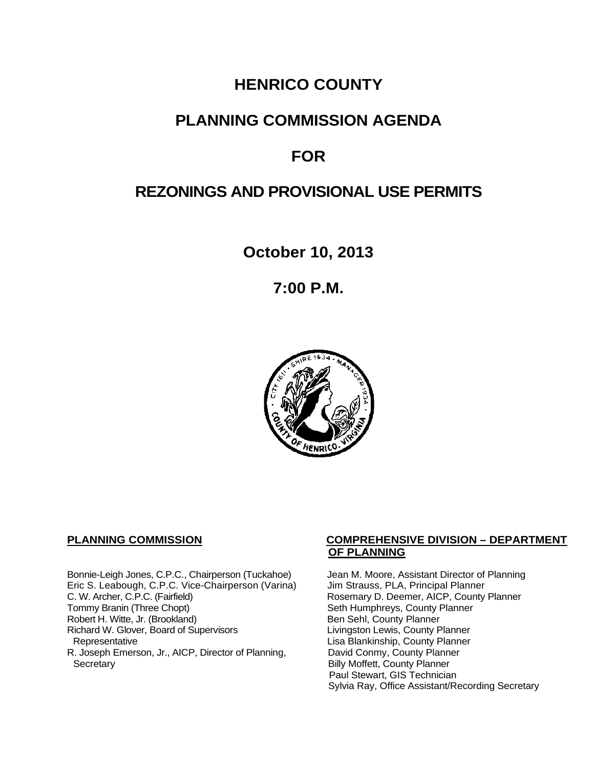# HENRICO COUNTY

# PLANNING COMMISSION AGENDA

# FOR

# REZONINGS AND PROVISIONAL USE PERMITS

**October 10, 2013**

**7:00 P.M.**

**PLANNING COMMISSION**

Bonnie-Leigh Jones, C.P.C., Chairperson (Tuckahoe)
Eric S. Leabough, C.P.C. Vice-Chairperson (Varina)
C. W. Archer, C.P.C. (Fairfield)
Tommy Branin (Three Chopt)
Robert H. Witte, Jr. (Brookland)
Richard W. Glover, Board of Supervisors Representative
R. Joseph Emerson, Jr., AICP, Director of Planning, Secretary

**COMPREHENSIVE DIVISION – DEPARTMENT OF PLANNING**

Jean M. Moore, Assistant Director of Planning
Jim Strauss, PLA, Principal Planner
Rosemary D. Deemer, AICP, County Planner
Seth Humphreys, County Planner
Ben Sehl, County Planner
Livingston Lewis, County Planner
Lisa Blankinship, County Planner
David Conmy, County Planner
Billy Moffett, County Planner
Paul Stewart, GIS Technician
Sylvia Ray, Office Assistant/Recording Secretary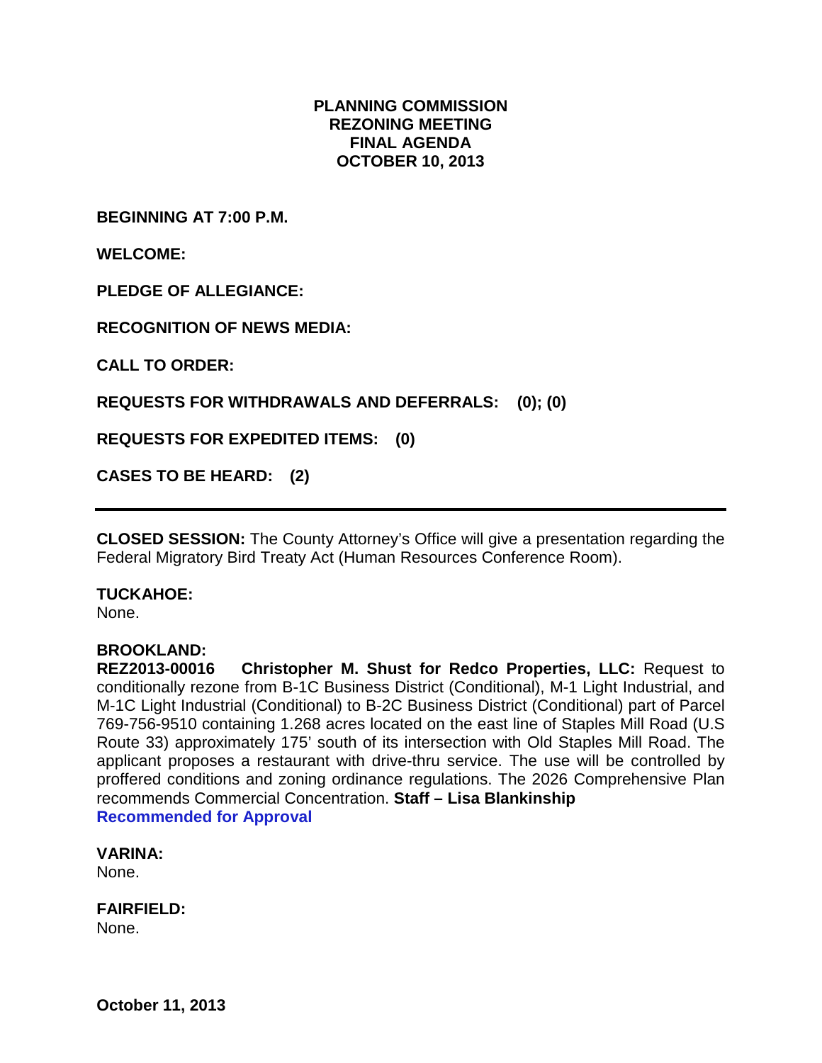# PLANNING COMMISSION
# REZONING MEETING
# FINAL AGENDA
# OCTOBER 10, 2013

**BEGINNING AT 7:00 P.M.**

**WELCOME:**

**PLEDGE OF ALLEGIANCE:**

**RECOGNITION OF NEWS MEDIA:**

**CALL TO ORDER:**

**REQUESTS FOR WITHDRAWALS AND DEFERRALS: (0); (0)**

**REQUESTS FOR EXPEDITED ITEMS: (0)**

**CASES TO BE HEARD: (2)**

---

**CLOSED SESSION:** The County Attorney's Office will give a presentation regarding the Federal Migratory Bird Treaty Act (Human Resources Conference Room).

**TUCKAHOE:**
None.

**BROOKLAND:**
**REZ2013-00016 Christopher M. Shust for Redco Properties, LLC:** Request to conditionally rezone from B-1C Business District (Conditional), M-1 Light Industrial, and M-1C Light Industrial (Conditional) to B-2C Business District (Conditional) part of Parcel 769-756-9510 containing 1.268 acres located on the east line of Staples Mill Road (U.S Route 33) approximately 175' south of its intersection with Old Staples Mill Road. The applicant proposes a restaurant with drive-thru service. The use will be controlled by proffered conditions and zoning ordinance regulations. The 2026 Comprehensive Plan recommends Commercial Concentration. **Staff – Lisa Blankinship**
**Recommended for Approval**

**VARINA:**
None.

**FAIRFIELD:**
None.

**October 11, 2013**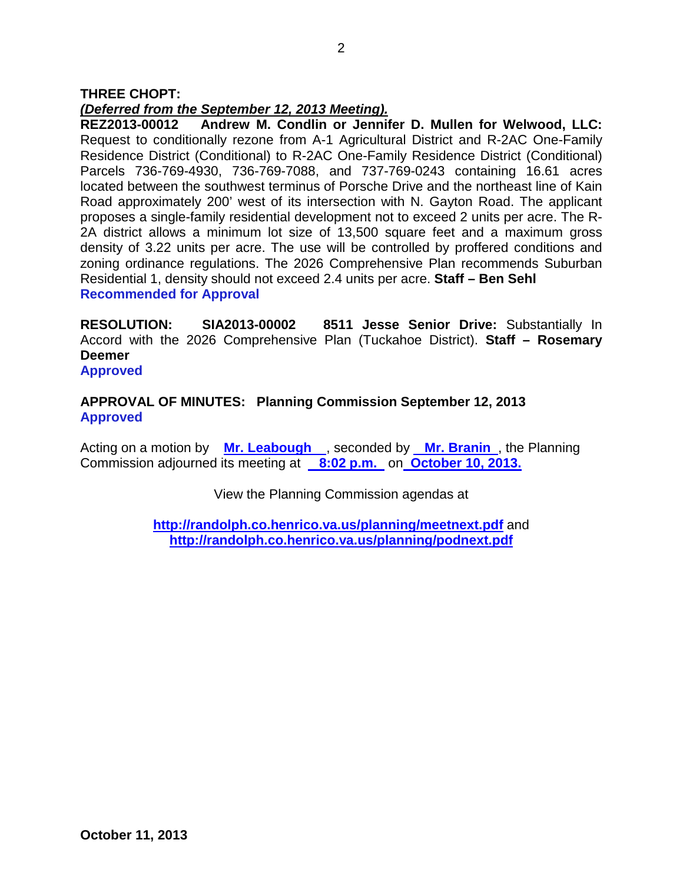**THREE CHOPT:**

***(Deferred from the September 12, 2013 Meeting).***

**REZ2013-00012 Andrew M. Condlin or Jennifer D. Mullen for Welwood, LLC:** Request to conditionally rezone from A-1 Agricultural District and R-2AC One-Family Residence District (Conditional) to R-2AC One-Family Residence District (Conditional) Parcels 736-769-4930, 736-769-7088, and 737-769-0243 containing 16.61 acres located between the southwest terminus of Porsche Drive and the northeast line of Kain Road approximately 200' west of its intersection with N. Gayton Road. The applicant proposes a single-family residential development not to exceed 2 units per acre. The R-2A district allows a minimum lot size of 13,500 square feet and a maximum gross density of 3.22 units per acre. The use will be controlled by proffered conditions and zoning ordinance regulations. The 2026 Comprehensive Plan recommends Suburban Residential 1, density should not exceed 2.4 units per acre. **Staff – Ben Sehl**
**Recommended for Approval**

**RESOLUTION: SIA2013-00002 8511 Jesse Senior Drive:** Substantially In Accord with the 2026 Comprehensive Plan (Tuckahoe District). **Staff – Rosemary Deemer**
**Approved**

**APPROVAL OF MINUTES: Planning Commission September 12, 2013**
**Approved**

Acting on a motion by **Mr. Leabough**, seconded by **Mr. Branin**, the Planning Commission adjourned its meeting at **8:02 p.m.** on **October 10, 2013.**

View the Planning Commission agendas at

**http://randolph.co.henrico.va.us/planning/meetnext.pdf** and **http://randolph.co.henrico.va.us/planning/podnext.pdf**

**October 11, 2013**